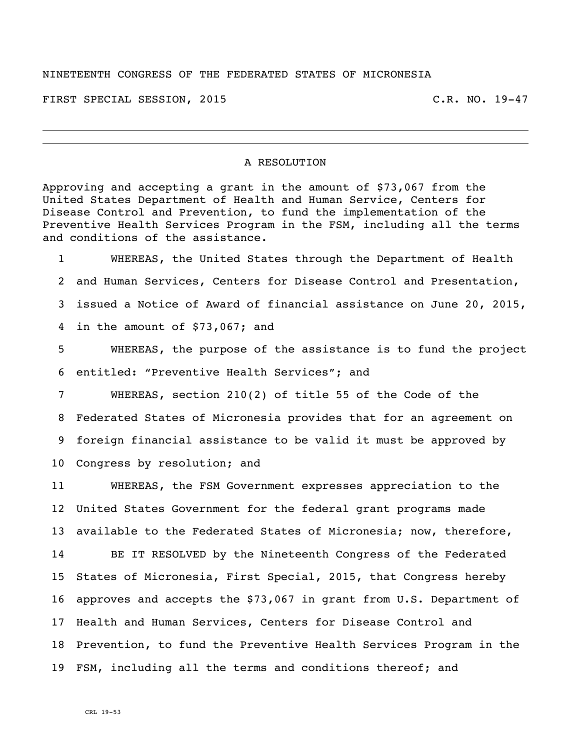NINETEENTH CONGRESS OF THE FEDERATED STATES OF MICRONESIA

FIRST SPECIAL SESSION, 2015 C.R. NO. 19-47

---

A RESOLUTION

Approving and accepting a grant in the amount of $73,067 from the United States Department of Health and Human Service, Centers for Disease Control and Prevention, to fund the implementation of the Preventive Health Services Program in the FSM, including all the terms and conditions of the assistance.

1 WHEREAS, the United States through the Department of Health
2 and Human Services, Centers for Disease Control and Presentation,
3 issued a Notice of Award of financial assistance on June 20, 2015,
4 in the amount of $73,067; and

5 WHEREAS, the purpose of the assistance is to fund the project
6 entitled: "Preventive Health Services"; and

7 WHEREAS, section 210(2) of title 55 of the Code of the
8 Federated States of Micronesia provides that for an agreement on
9 foreign financial assistance to be valid it must be approved by
10 Congress by resolution; and

11 WHEREAS, the FSM Government expresses appreciation to the
12 United States Government for the federal grant programs made
13 available to the Federated States of Micronesia; now, therefore,

14 BE IT RESOLVED by the Nineteenth Congress of the Federated
15 States of Micronesia, First Special, 2015, that Congress hereby
16 approves and accepts the $73,067 in grant from U.S. Department of
17 Health and Human Services, Centers for Disease Control and
18 Prevention, to fund the Preventive Health Services Program in the
19 FSM, including all the terms and conditions thereof; and

CRL 19-53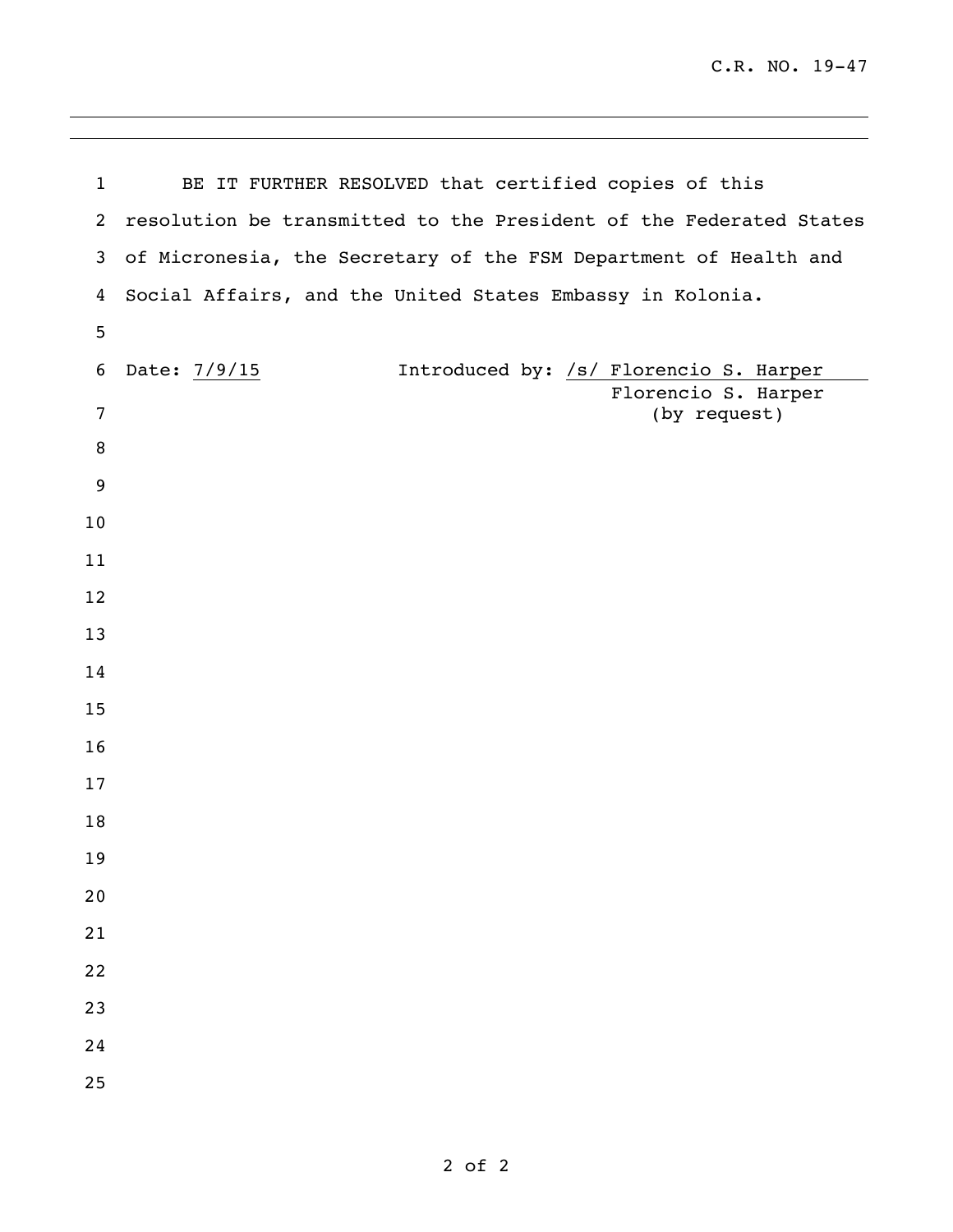BE IT FURTHER RESOLVED that certified copies of this resolution be transmitted to the President of the Federated States of Micronesia, the Secretary of the FSM Department of Health and Social Affairs, and the United States Embassy in Kolonia.

Date: 7/9/15

Introduced by: /s/ Florencio S. Harper
Florencio S. Harper
(by request)